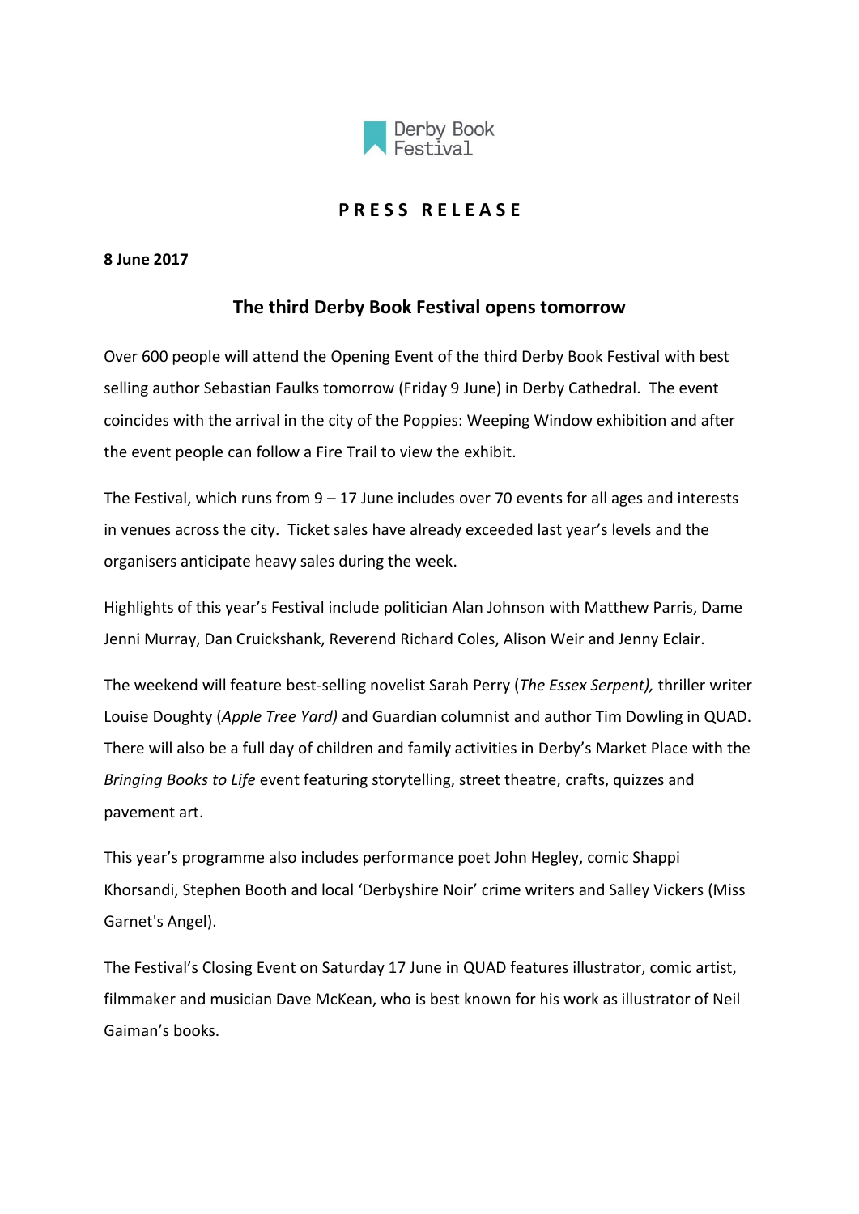Derby Book Festival

**PRESS RELEASE**

**8 June 2017**

## The third Derby Book Festival opens tomorrow

Over 600 people will attend the Opening Event of the third Derby Book Festival with best selling author Sebastian Faulks tomorrow (Friday 9 June) in Derby Cathedral. The event coincides with the arrival in the city of the Poppies: Weeping Window exhibition and after the event people can follow a Fire Trail to view the exhibit.

The Festival, which runs from 9 – 17 June includes over 70 events for all ages and interests in venues across the city. Ticket sales have already exceeded last year's levels and the organisers anticipate heavy sales during the week.

Highlights of this year's Festival include politician Alan Johnson with Matthew Parris, Dame Jenni Murray, Dan Cruickshank, Reverend Richard Coles, Alison Weir and Jenny Eclair.

The weekend will feature best-selling novelist Sarah Perry (*The Essex Serpent),* thriller writer Louise Doughty (*Apple Tree Yard)* and Guardian columnist and author Tim Dowling in QUAD. There will also be a full day of children and family activities in Derby's Market Place with the *Bringing Books to Life* event featuring storytelling, street theatre, crafts, quizzes and pavement art.

This year's programme also includes performance poet John Hegley, comic Shappi Khorsandi, Stephen Booth and local 'Derbyshire Noir' crime writers and Salley Vickers (Miss Garnet's Angel).

The Festival's Closing Event on Saturday 17 June in QUAD features illustrator, comic artist, filmmaker and musician Dave McKean, who is best known for his work as illustrator of Neil Gaiman's books.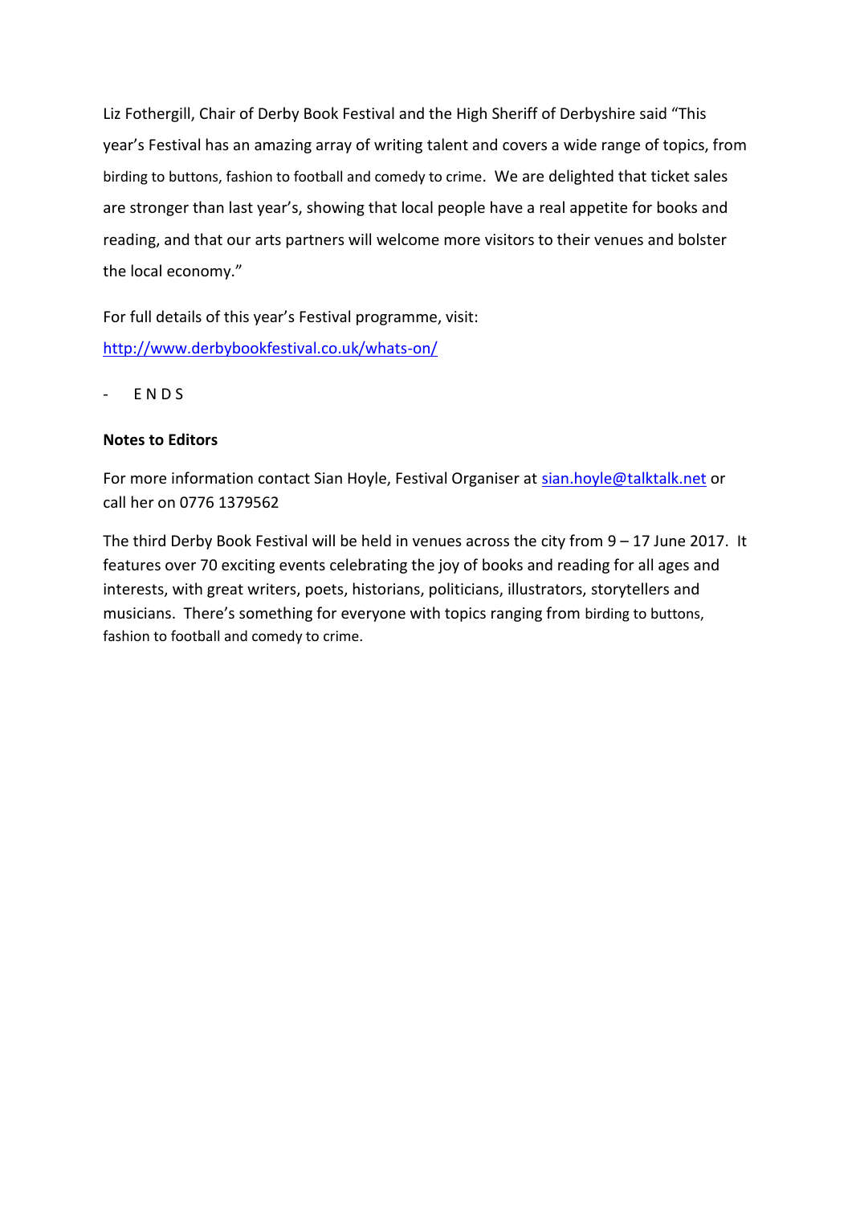Liz Fothergill, Chair of Derby Book Festival and the High Sheriff of Derbyshire said "This year's Festival has an amazing array of writing talent and covers a wide range of topics, from birding to buttons, fashion to football and comedy to crime. We are delighted that ticket sales are stronger than last year's, showing that local people have a real appetite for books and reading, and that our arts partners will welcome more visitors to their venues and bolster the local economy."

For full details of this year's Festival programme, visit: http://www.derbybookfestival.co.uk/whats-on/

- E N D S

**Notes to Editors**

For more information contact Sian Hoyle, Festival Organiser at sian.hoyle@talktalk.net or call her on 0776 1379562

The third Derby Book Festival will be held in venues across the city from 9 – 17 June 2017. It features over 70 exciting events celebrating the joy of books and reading for all ages and interests, with great writers, poets, historians, politicians, illustrators, storytellers and musicians. There's something for everyone with topics ranging from birding to buttons, fashion to football and comedy to crime.